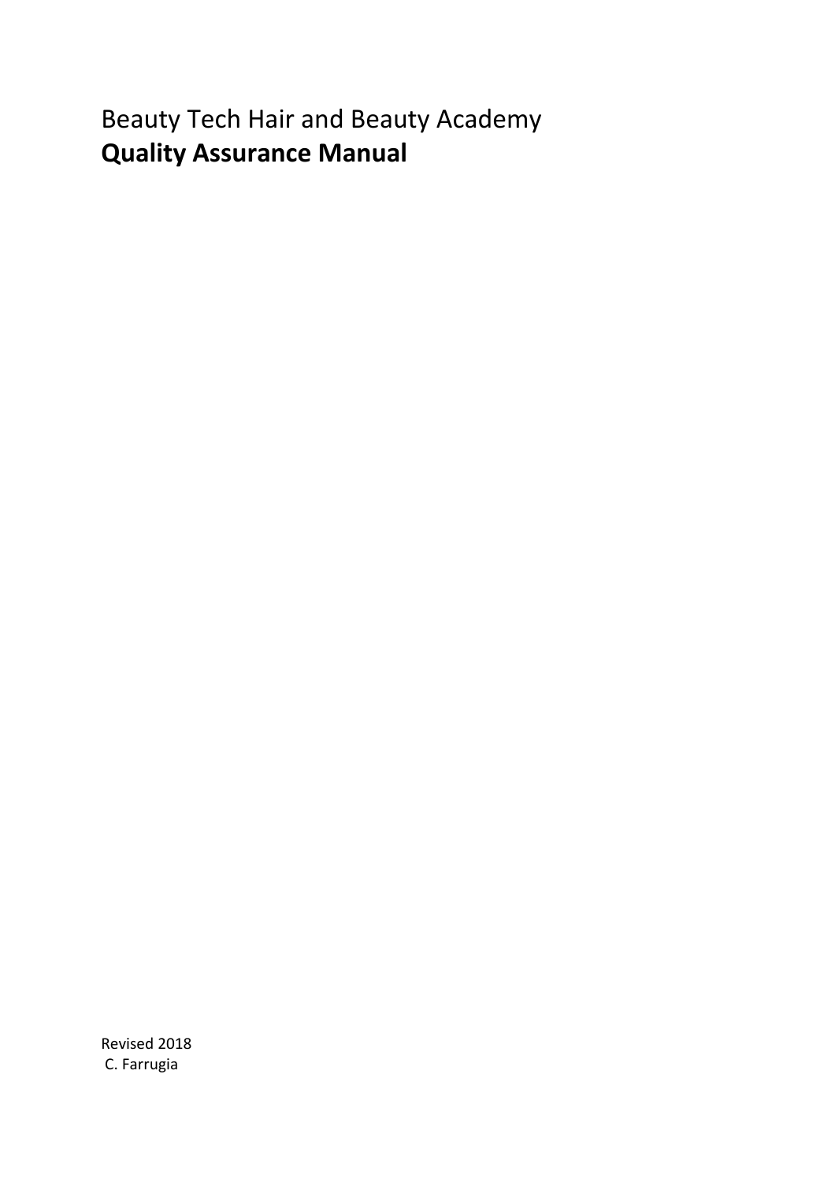Beauty Tech Hair and Beauty Academy

# **Quality Assurance Manual**

Revised 2018
C. Farrugia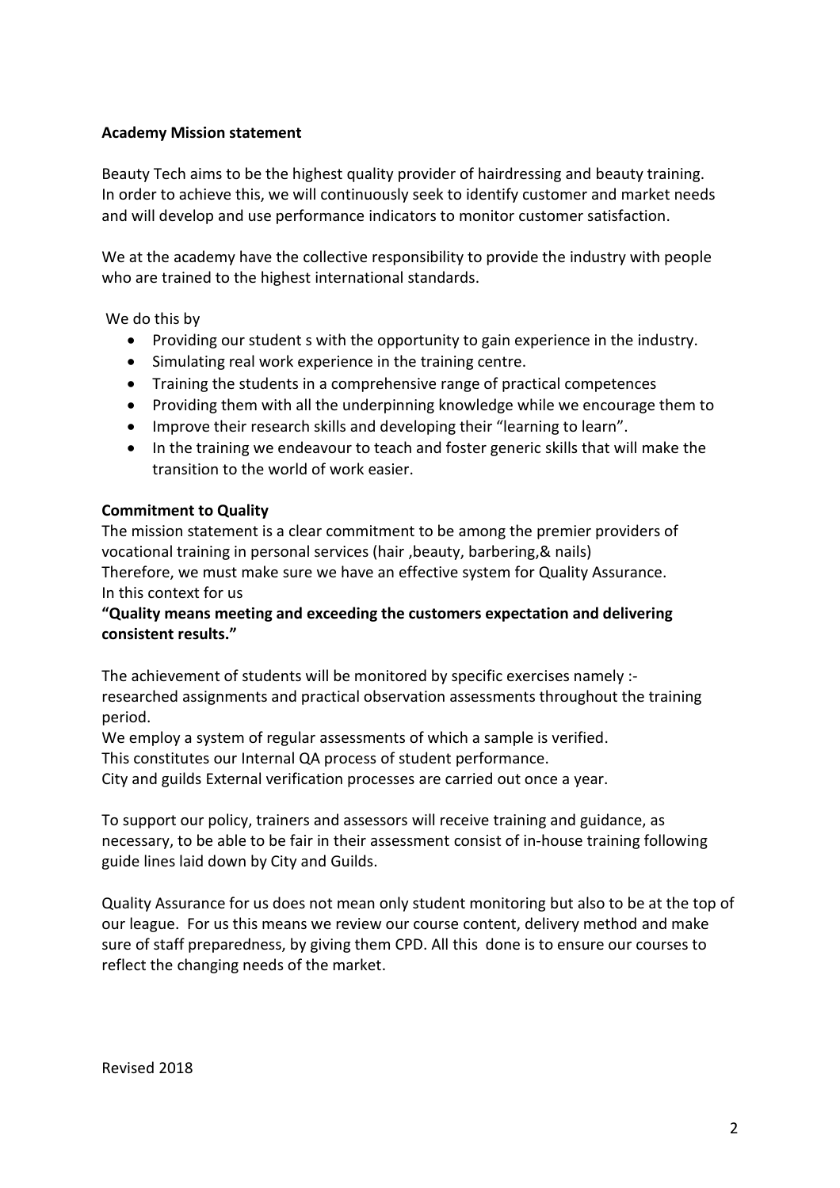**Academy Mission statement**

Beauty Tech aims to be the highest quality provider of hairdressing and beauty training. In order to achieve this, we will continuously seek to identify customer and market needs and will develop and use performance indicators to monitor customer satisfaction.

We at the academy have the collective responsibility to provide the industry with people who are trained to the highest international standards.

We do this by

- Providing our student s with the opportunity to gain experience in the industry.
- Simulating real work experience in the training centre.
- Training the students in a comprehensive range of practical competences
- Providing them with all the underpinning knowledge while we encourage them to
- Improve their research skills and developing their "learning to learn".
- In the training we endeavour to teach and foster generic skills that will make the transition to the world of work easier.

**Commitment to Quality**

The mission statement is a clear commitment to be among the premier providers of vocational training in personal services (hair ,beauty, barbering,& nails)
Therefore, we must make sure we have an effective system for Quality Assurance.
In this context for us

**"Quality means meeting and exceeding the customers expectation and delivering consistent results."**

The achievement of students will be monitored by specific exercises namely :- researched assignments and practical observation assessments throughout the training period.
We employ a system of regular assessments of which a sample is verified.
This constitutes our Internal QA process of student performance.
City and guilds External verification processes are carried out once a year.

To support our policy, trainers and assessors will receive training and guidance, as necessary, to be able to be fair in their assessment consist of in-house training following guide lines laid down by City and Guilds.

Quality Assurance for us does not mean only student monitoring but also to be at the top of our league. For us this means we review our course content, delivery method and make sure of staff preparedness, by giving them CPD. All this done is to ensure our courses to reflect the changing needs of the market.

Revised 2018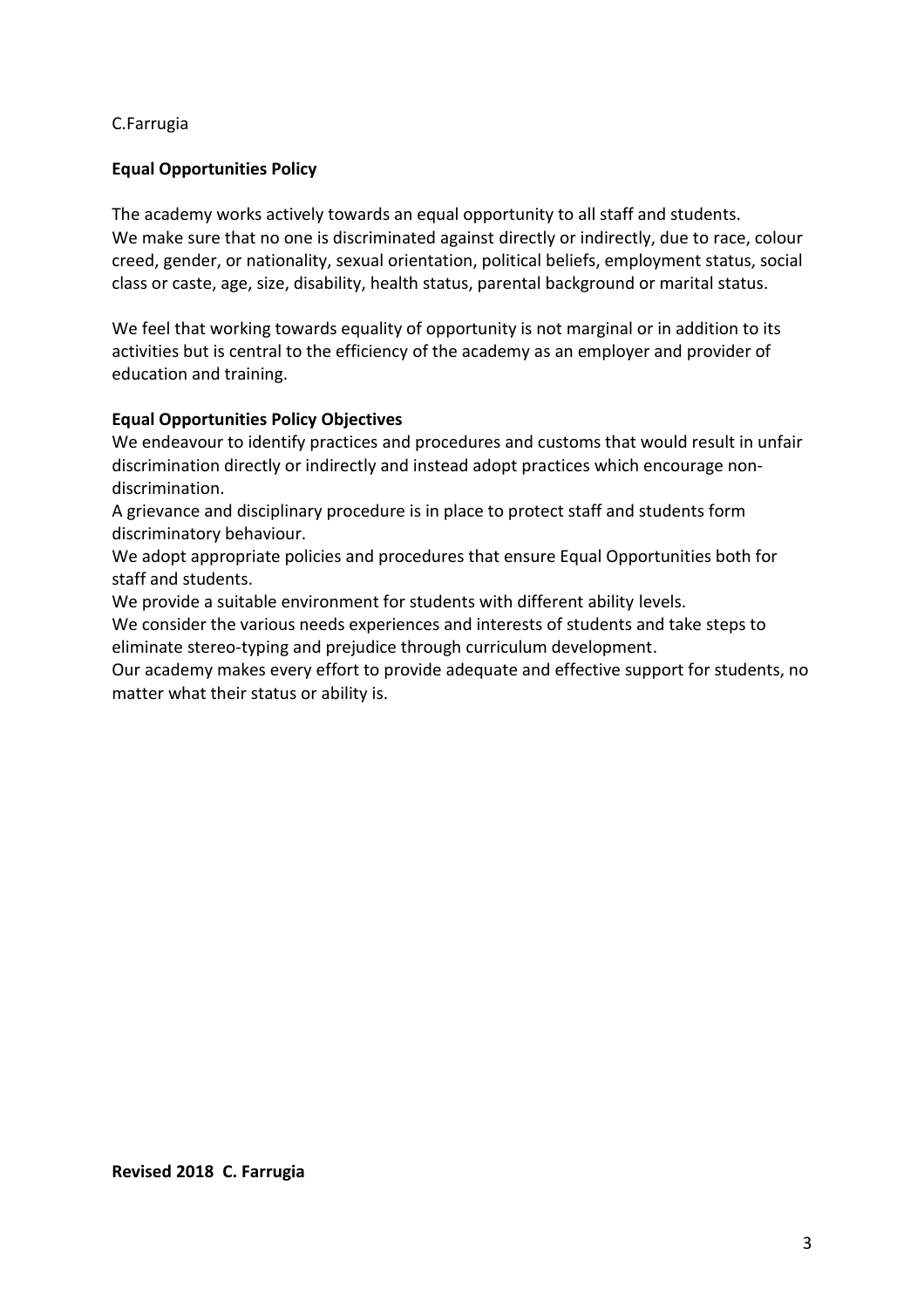C.Farrugia

**Equal Opportunities Policy**

The academy works actively towards an equal opportunity to all staff and students. We make sure that no one is discriminated against directly or indirectly, due to race, colour creed, gender, or nationality, sexual orientation, political beliefs, employment status, social class or caste, age, size, disability, health status, parental background or marital status.

We feel that working towards equality of opportunity is not marginal or in addition to its activities but is central to the efficiency of the academy as an employer and provider of education and training.

**Equal Opportunities Policy Objectives**

We endeavour to identify practices and procedures and customs that would result in unfair discrimination directly or indirectly and instead adopt practices which encourage non-discrimination.

A grievance and disciplinary procedure is in place to protect staff and students form discriminatory behaviour.

We adopt appropriate policies and procedures that ensure Equal Opportunities both for staff and students.

We provide a suitable environment for students with different ability levels.

We consider the various needs experiences and interests of students and take steps to eliminate stereo-typing and prejudice through curriculum development.

Our academy makes every effort to provide adequate and effective support for students, no matter what their status or ability is.

**Revised 2018 C. Farrugia**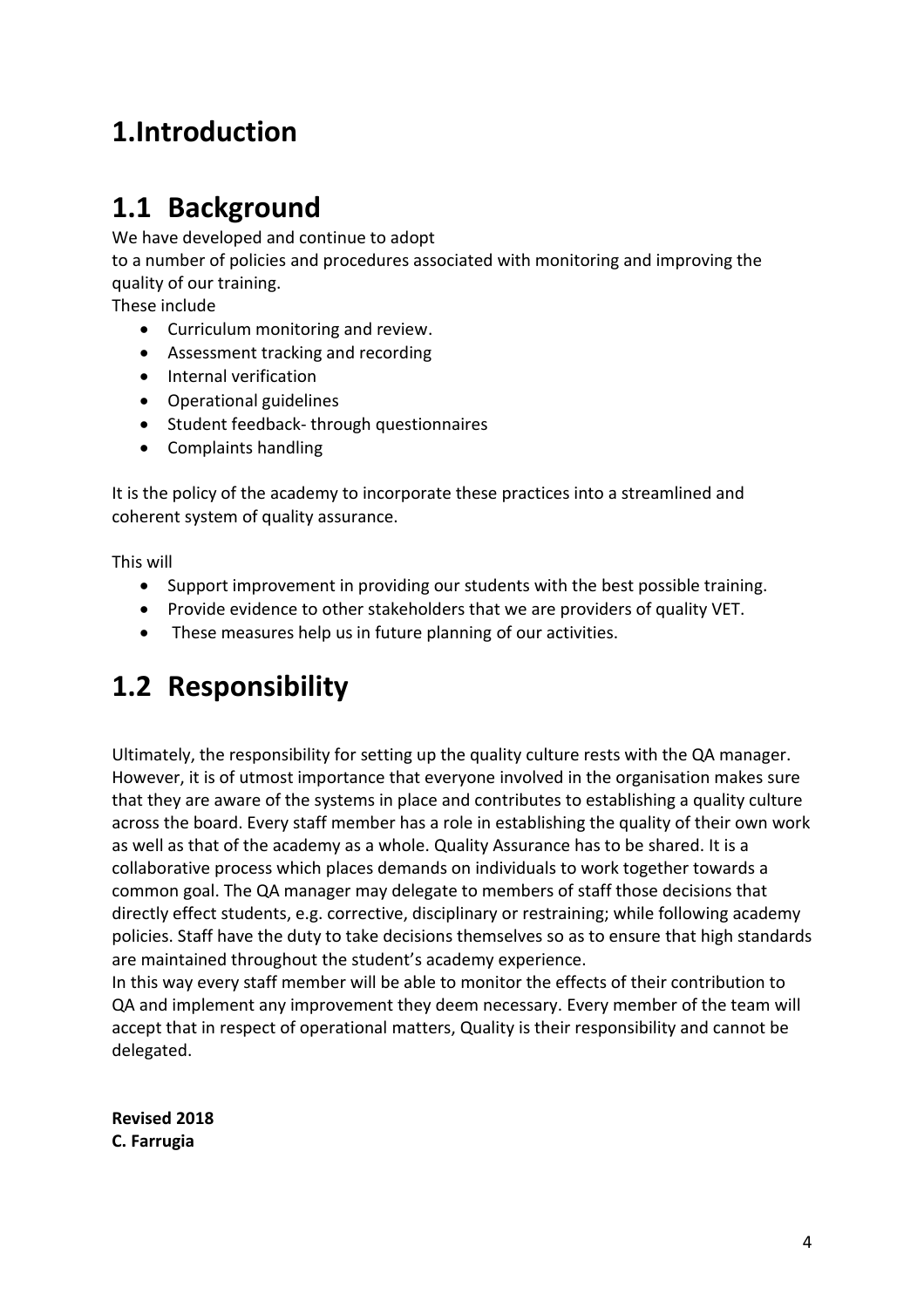# 1.Introduction

## 1.1 Background

We have developed and continue to adopt
to a number of policies and procedures associated with monitoring and improving the quality of our training.
These include

- Curriculum monitoring and review.
- Assessment tracking and recording
- Internal verification
- Operational guidelines
- Student feedback- through questionnaires
- Complaints handling

It is the policy of the academy to incorporate these practices into a streamlined and coherent system of quality assurance.

This will

- Support improvement in providing our students with the best possible training.
- Provide evidence to other stakeholders that we are providers of quality VET.
- These measures help us in future planning of our activities.

## 1.2 Responsibility

Ultimately, the responsibility for setting up the quality culture rests with the QA manager. However, it is of utmost importance that everyone involved in the organisation makes sure that they are aware of the systems in place and contributes to establishing a quality culture across the board. Every staff member has a role in establishing the quality of their own work as well as that of the academy as a whole. Quality Assurance has to be shared. It is a collaborative process which places demands on individuals to work together towards a common goal. The QA manager may delegate to members of staff those decisions that directly effect students, e.g. corrective, disciplinary or restraining; while following academy policies. Staff have the duty to take decisions themselves so as to ensure that high standards are maintained throughout the student's academy experience.
In this way every staff member will be able to monitor the effects of their contribution to QA and implement any improvement they deem necessary. Every member of the team will accept that in respect of operational matters, Quality is their responsibility and cannot be delegated.

**Revised 2018**
**C. Farrugia**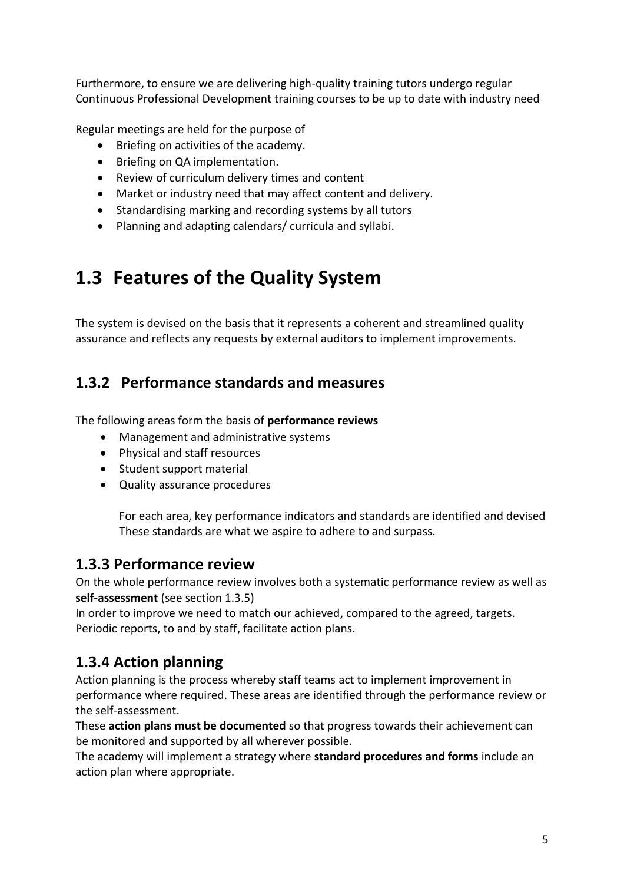Furthermore, to ensure we are delivering high-quality training tutors undergo regular Continuous Professional Development training courses to be up to date with industry need

Regular meetings are held for the purpose of

- Briefing on activities of the academy.
- Briefing on QA implementation.
- Review of curriculum delivery times and content
- Market or industry need that may affect content and delivery.
- Standardising marking and recording systems by all tutors
- Planning and adapting calendars/ curricula and syllabi.

# 1.3 Features of the Quality System

The system is devised on the basis that it represents a coherent and streamlined quality assurance and reflects any requests by external auditors to implement improvements.

## 1.3.2 Performance standards and measures

The following areas form the basis of **performance reviews**

- Management and administrative systems
- Physical and staff resources
- Student support material
- Quality assurance procedures

  For each area, key performance indicators and standards are identified and devised These standards are what we aspire to adhere to and surpass.

## 1.3.3 Performance review

On the whole performance review involves both a systematic performance review as well as **self-assessment** (see section 1.3.5)
In order to improve we need to match our achieved, compared to the agreed, targets.
Periodic reports, to and by staff, facilitate action plans.

## 1.3.4 Action planning

Action planning is the process whereby staff teams act to implement improvement in performance where required. These areas are identified through the performance review or the self-assessment.
These **action plans must be documented** so that progress towards their achievement can be monitored and supported by all wherever possible.
The academy will implement a strategy where **standard procedures and forms** include an action plan where appropriate.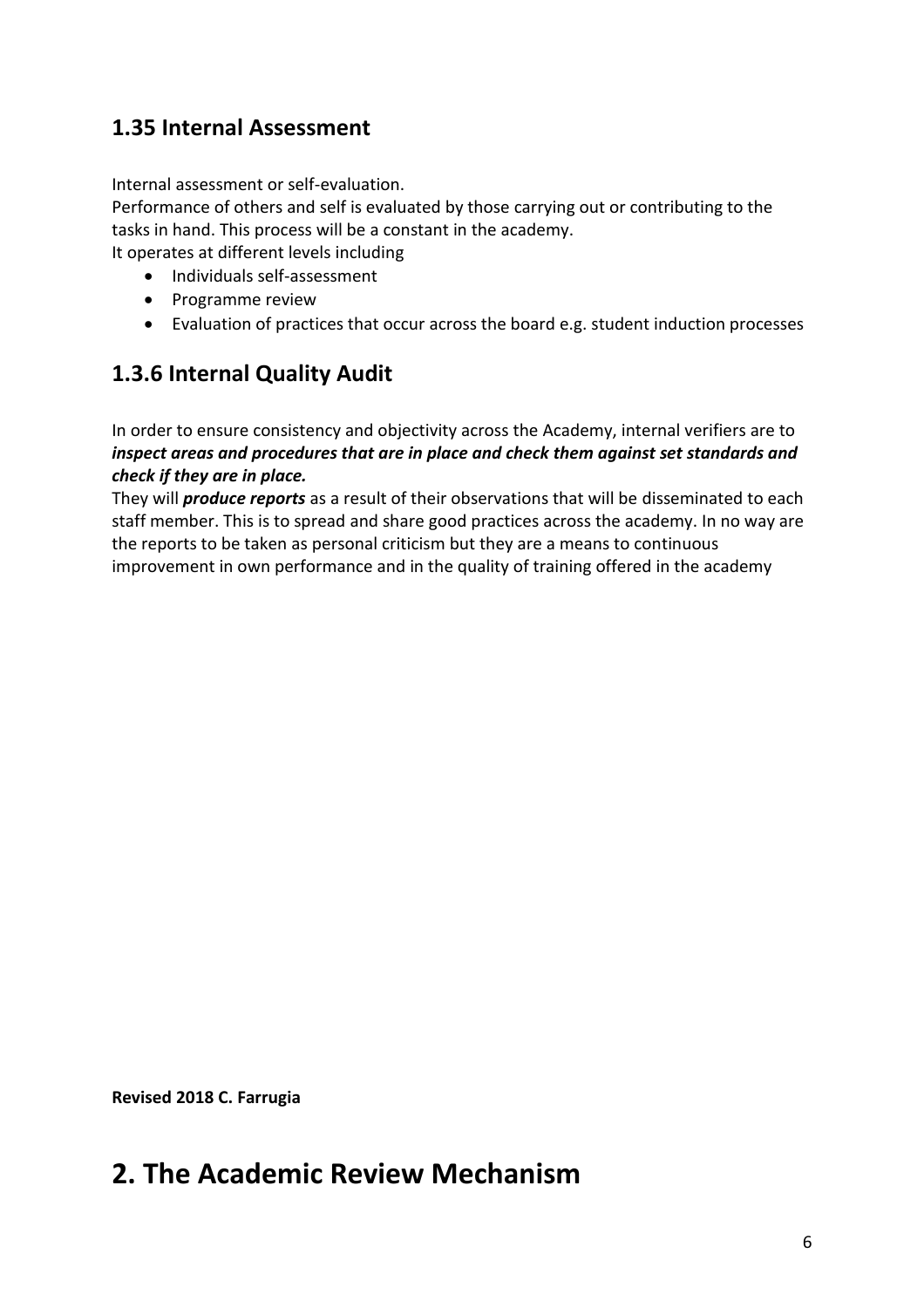### 1.35 Internal Assessment

Internal assessment or self-evaluation.
Performance of others and self is evaluated by those carrying out or contributing to the tasks in hand. This process will be a constant in the academy.
It operates at different levels including

- Individuals self-assessment
- Programme review
- Evaluation of practices that occur across the board e.g. student induction processes

### 1.3.6 Internal Quality Audit

In order to ensure consistency and objectivity across the Academy, internal verifiers are to ***inspect areas and procedures that are in place and check them against set standards and check if they are in place.***
They will ***produce reports*** as a result of their observations that will be disseminated to each staff member. This is to spread and share good practices across the academy. In no way are the reports to be taken as personal criticism but they are a means to continuous improvement in own performance and in the quality of training offered in the academy

**Revised 2018 C. Farrugia**

# 2. The Academic Review Mechanism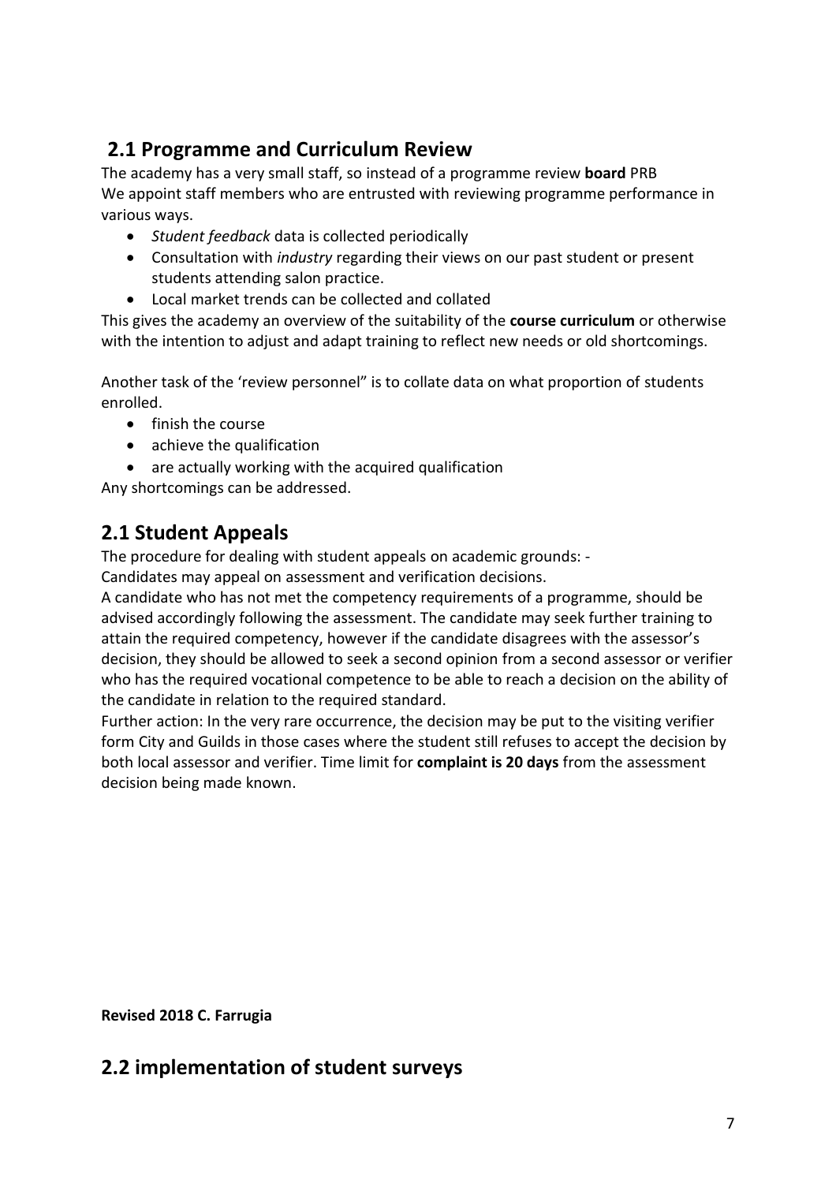## 2.1 Programme and Curriculum Review

The academy has a very small staff, so instead of a programme review **board** PRB
We appoint staff members who are entrusted with reviewing programme performance in various ways.

- *Student feedback* data is collected periodically
- Consultation with *industry* regarding their views on our past student or present students attending salon practice.
- Local market trends can be collected and collated

This gives the academy an overview of the suitability of the **course curriculum** or otherwise with the intention to adjust and adapt training to reflect new needs or old shortcomings.

Another task of the 'review personnel" is to collate data on what proportion of students enrolled.

- finish the course
- achieve the qualification
- are actually working with the acquired qualification

Any shortcomings can be addressed.

## 2.1 Student Appeals

The procedure for dealing with student appeals on academic grounds: -
Candidates may appeal on assessment and verification decisions.
A candidate who has not met the competency requirements of a programme, should be advised accordingly following the assessment. The candidate may seek further training to attain the required competency, however if the candidate disagrees with the assessor's decision, they should be allowed to seek a second opinion from a second assessor or verifier who has the required vocational competence to be able to reach a decision on the ability of the candidate in relation to the required standard.
Further action: In the very rare occurrence, the decision may be put to the visiting verifier form City and Guilds in those cases where the student still refuses to accept the decision by both local assessor and verifier. Time limit for **complaint is 20 days** from the assessment decision being made known.

**Revised 2018 C. Farrugia**

## 2.2 implementation of student surveys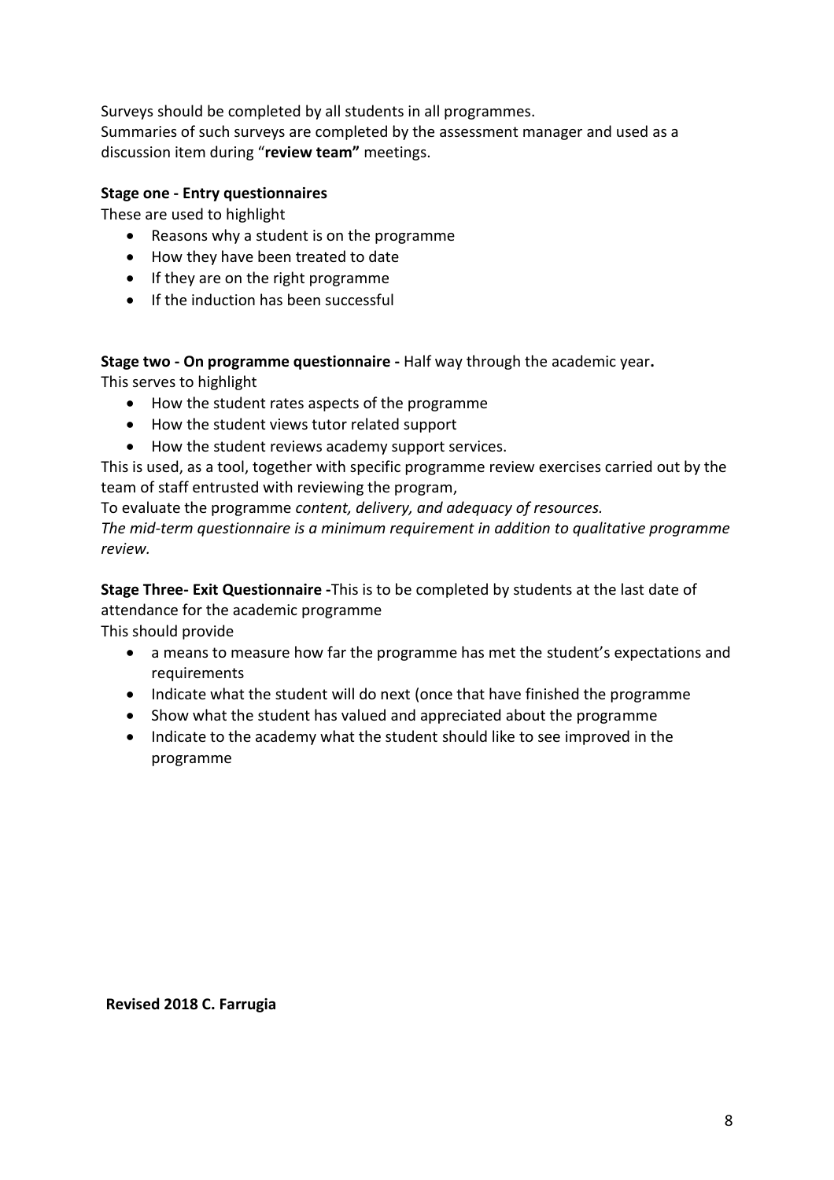Surveys should be completed by all students in all programmes.
Summaries of such surveys are completed by the assessment manager and used as a discussion item during “**review team”** meetings.

**Stage one - Entry questionnaires**
These are used to highlight

- Reasons why a student is on the programme
- How they have been treated to date
- If they are on the right programme
- If the induction has been successful

**Stage two - On programme questionnaire -** Half way through the academic year**.**
This serves to highlight

- How the student rates aspects of the programme
- How the student views tutor related support
- How the student reviews academy support services.

This is used, as a tool, together with specific programme review exercises carried out by the team of staff entrusted with reviewing the program,
To evaluate the programme *content, delivery, and adequacy of resources.*
*The mid-term questionnaire is a minimum requirement in addition to qualitative programme review.*

**Stage Three- Exit Questionnaire -**This is to be completed by students at the last date of attendance for the academic programme
This should provide

- a means to measure how far the programme has met the student’s expectations and requirements
- Indicate what the student will do next (once that have finished the programme
- Show what the student has valued and appreciated about the programme
- Indicate to the academy what the student should like to see improved in the programme

**Revised 2018 C. Farrugia**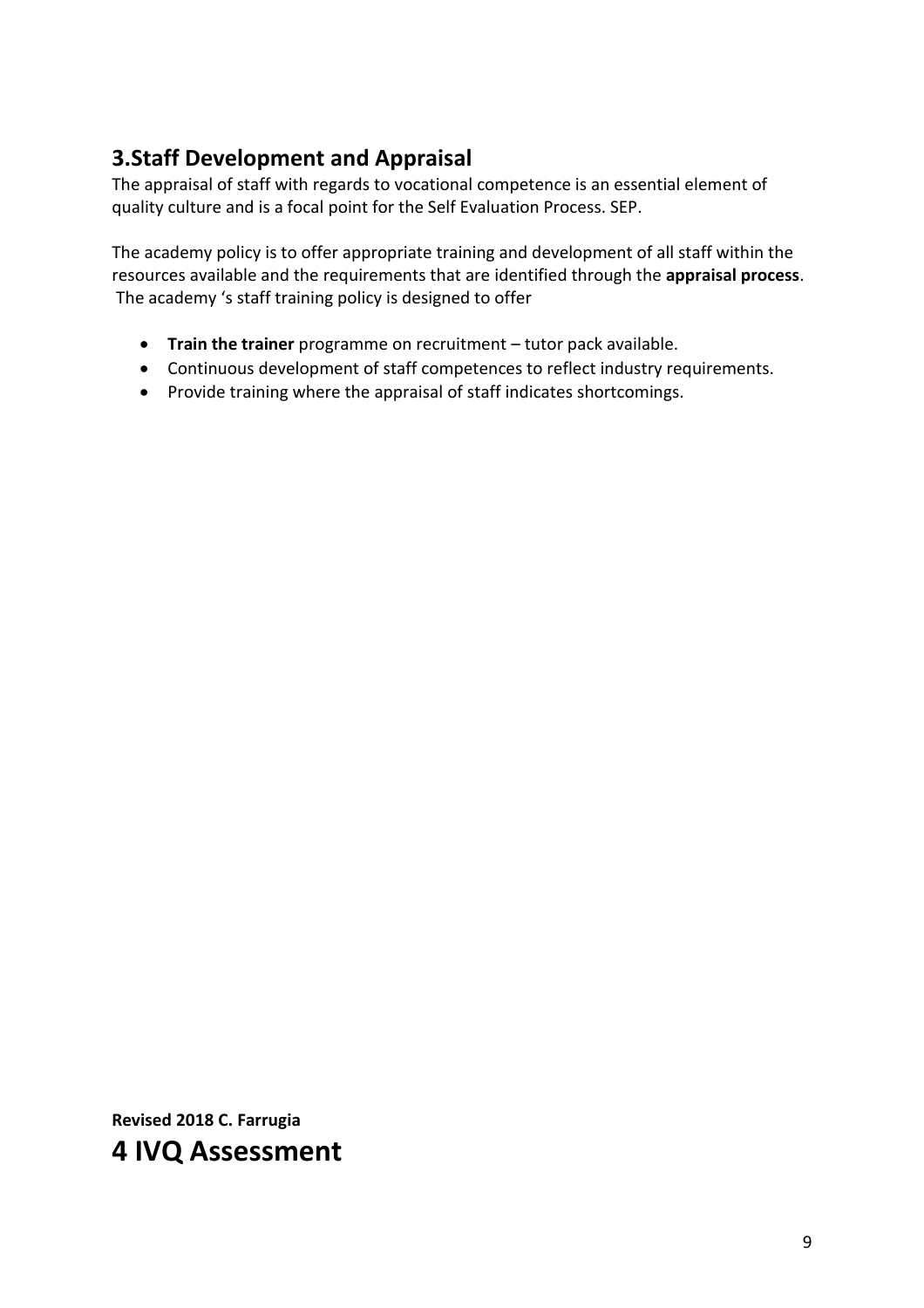## 3.Staff Development and Appraisal

The appraisal of staff with regards to vocational competence is an essential element of quality culture and is a focal point for the Self Evaluation Process. SEP.

The academy policy is to offer appropriate training and development of all staff within the resources available and the requirements that are identified through the **appraisal process**.
The academy 's staff training policy is designed to offer

- **Train the trainer** programme on recruitment – tutor pack available.
- Continuous development of staff competences to reflect industry requirements.
- Provide training where the appraisal of staff indicates shortcomings.

**Revised 2018 C. Farrugia**

# 4 IVQ Assessment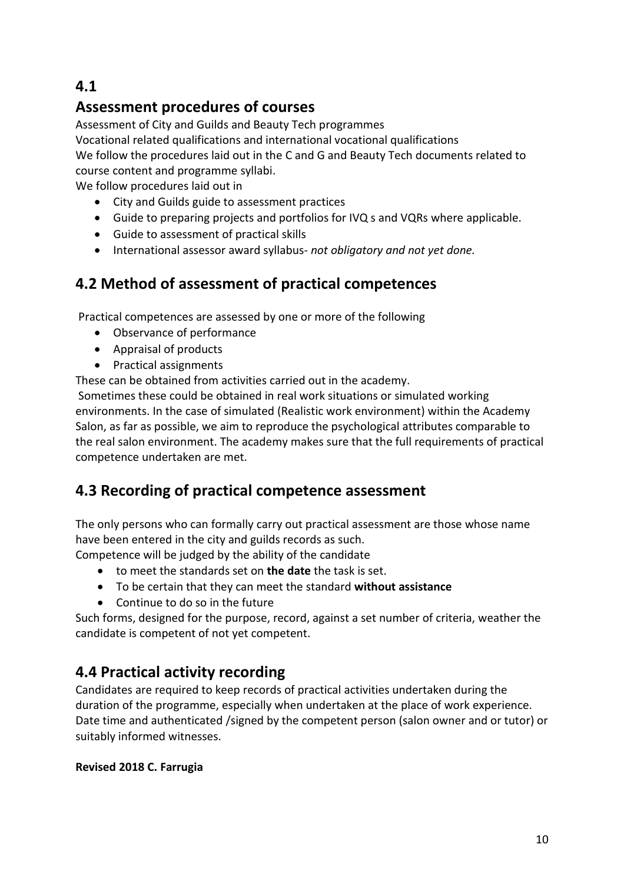## 4.1

## Assessment procedures of courses

Assessment of City and Guilds and Beauty Tech programmes

Vocational related qualifications and international vocational qualifications

We follow the procedures laid out in the C and G and Beauty Tech documents related to course content and programme syllabi.

We follow procedures laid out in

- City and Guilds guide to assessment practices
- Guide to preparing projects and portfolios for IVQ s and VQRs where applicable.
- Guide to assessment of practical skills
- International assessor award syllabus- *not obligatory and not yet done.*

## 4.2 Method of assessment of practical competences

Practical competences are assessed by one or more of the following

- Observance of performance
- Appraisal of products
- Practical assignments

These can be obtained from activities carried out in the academy.

Sometimes these could be obtained in real work situations or simulated working environments. In the case of simulated (Realistic work environment) within the Academy Salon, as far as possible, we aim to reproduce the psychological attributes comparable to the real salon environment. The academy makes sure that the full requirements of practical competence undertaken are met.

## 4.3 Recording of practical competence assessment

The only persons who can formally carry out practical assessment are those whose name have been entered in the city and guilds records as such.

Competence will be judged by the ability of the candidate

- to meet the standards set on **the date** the task is set.
- To be certain that they can meet the standard **without assistance**
- Continue to do so in the future

Such forms, designed for the purpose, record, against a set number of criteria, weather the candidate is competent of not yet competent.

## 4.4 Practical activity recording

Candidates are required to keep records of practical activities undertaken during the duration of the programme, especially when undertaken at the place of work experience. Date time and authenticated /signed by the competent person (salon owner and or tutor) or suitably informed witnesses.

**Revised 2018 C. Farrugia**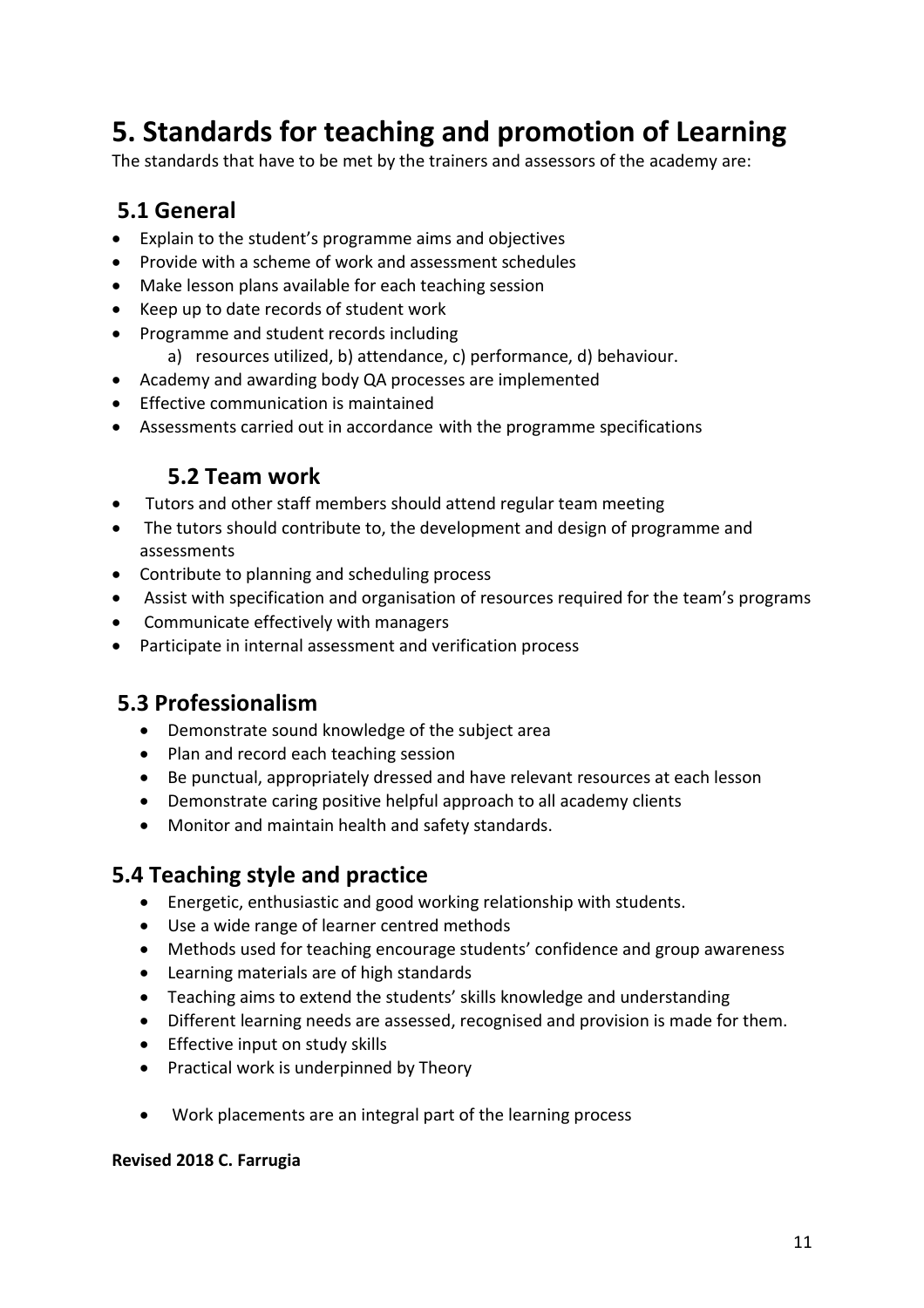# 5. Standards for teaching and promotion of Learning

The standards that have to be met by the trainers and assessors of the academy are:

## 5.1 General

- Explain to the student's programme aims and objectives
- Provide with a scheme of work and assessment schedules
- Make lesson plans available for each teaching session
- Keep up to date records of student work
- Programme and student records including
  a) resources utilized, b) attendance, c) performance, d) behaviour.
- Academy and awarding body QA processes are implemented
- Effective communication is maintained
- Assessments carried out in accordance with the programme specifications

## 5.2 Team work

- Tutors and other staff members should attend regular team meeting
- The tutors should contribute to, the development and design of programme and assessments
- Contribute to planning and scheduling process
- Assist with specification and organisation of resources required for the team's programs
- Communicate effectively with managers
- Participate in internal assessment and verification process

## 5.3 Professionalism

- Demonstrate sound knowledge of the subject area
- Plan and record each teaching session
- Be punctual, appropriately dressed and have relevant resources at each lesson
- Demonstrate caring positive helpful approach to all academy clients
- Monitor and maintain health and safety standards.

## 5.4 Teaching style and practice

- Energetic, enthusiastic and good working relationship with students.
- Use a wide range of learner centred methods
- Methods used for teaching encourage students' confidence and group awareness
- Learning materials are of high standards
- Teaching aims to extend the students' skills knowledge and understanding
- Different learning needs are assessed, recognised and provision is made for them.
- Effective input on study skills
- Practical work is underpinned by Theory
- Work placements are an integral part of the learning process

**Revised 2018 C. Farrugia**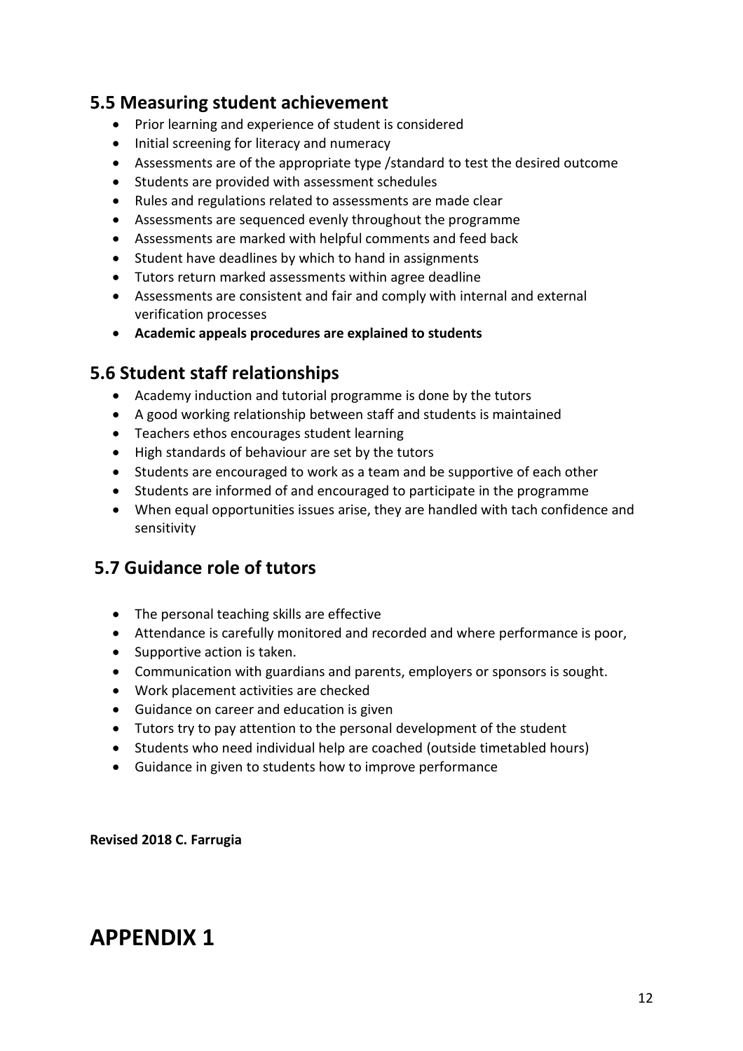## 5.5 Measuring student achievement

- Prior learning and experience of student is considered
- Initial screening for literacy and numeracy
- Assessments are of the appropriate type /standard to test the desired outcome
- Students are provided with assessment schedules
- Rules and regulations related to assessments are made clear
- Assessments are sequenced evenly throughout the programme
- Assessments are marked with helpful comments and feed back
- Student have deadlines by which to hand in assignments
- Tutors return marked assessments within agree deadline
- Assessments are consistent and fair and comply with internal and external verification processes
- **Academic appeals procedures are explained to students**

## 5.6 Student staff relationships

- Academy induction and tutorial programme is done by the tutors
- A good working relationship between staff and students is maintained
- Teachers ethos encourages student learning
- High standards of behaviour are set by the tutors
- Students are encouraged to work as a team and be supportive of each other
- Students are informed of and encouraged to participate in the programme
- When equal opportunities issues arise, they are handled with tach confidence and sensitivity

## 5.7 Guidance role of tutors

- The personal teaching skills are effective
- Attendance is carefully monitored and recorded and where performance is poor,
- Supportive action is taken.
- Communication with guardians and parents, employers or sponsors is sought.
- Work placement activities are checked
- Guidance on career and education is given
- Tutors try to pay attention to the personal development of the student
- Students who need individual help are coached (outside timetabled hours)
- Guidance in given to students how to improve performance

**Revised 2018 C. Farrugia**

# APPENDIX 1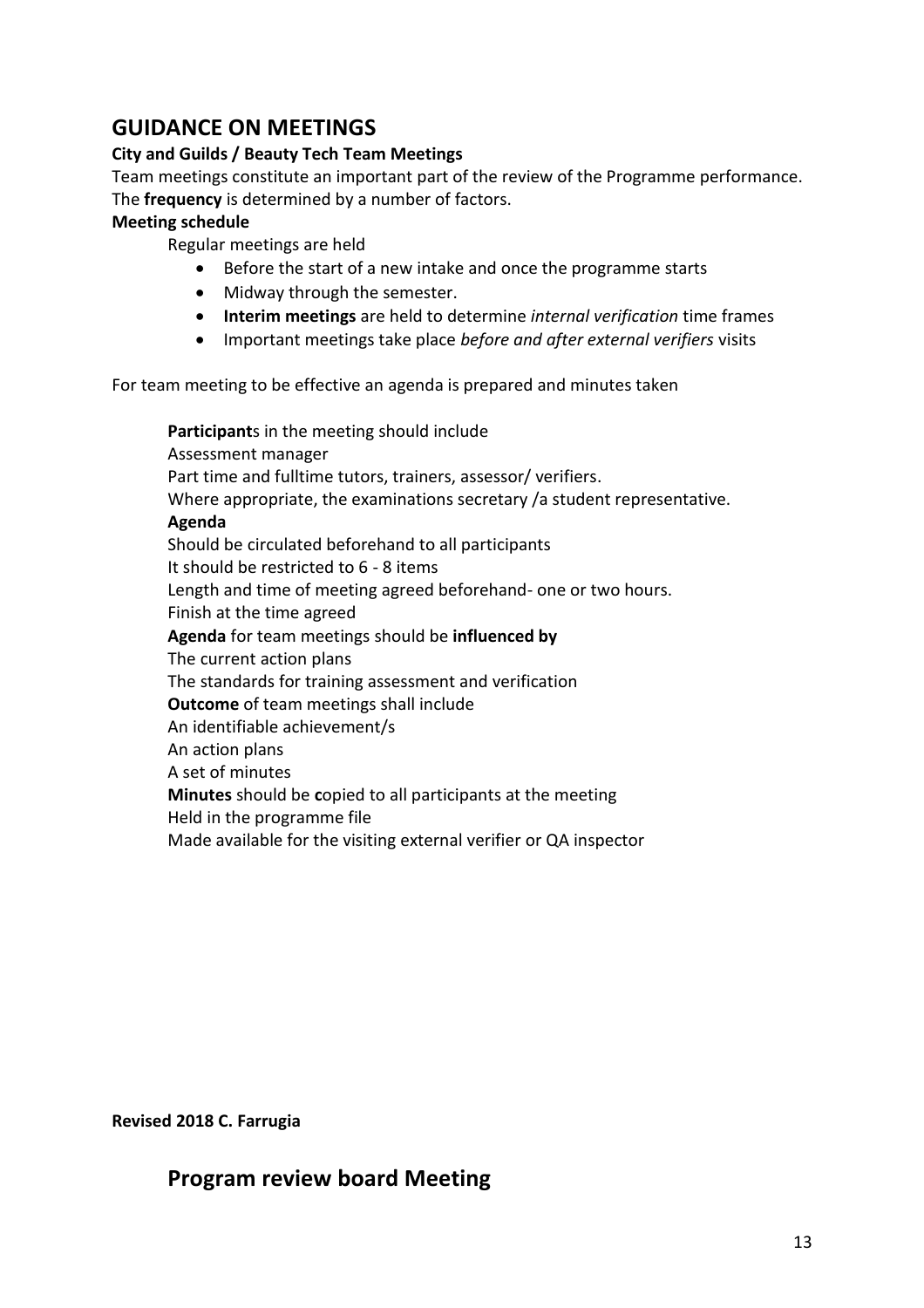## GUIDANCE ON MEETINGS

**City and Guilds / Beauty Tech Team Meetings**

Team meetings constitute an important part of the review of the Programme performance. The **frequency** is determined by a number of factors.

**Meeting schedule**

Regular meetings are held

- Before the start of a new intake and once the programme starts
- Midway through the semester.
- **Interim meetings** are held to determine *internal verification* time frames
- Important meetings take place *before and after external verifiers* visits

For team meeting to be effective an agenda is prepared and minutes taken

**Participant**s in the meeting should include
Assessment manager
Part time and fulltime tutors, trainers, assessor/ verifiers.
Where appropriate, the examinations secretary /a student representative.

**Agenda**
Should be circulated beforehand to all participants
It should be restricted to 6 - 8 items
Length and time of meeting agreed beforehand- one or two hours.
Finish at the time agreed

**Agenda** for team meetings should be **influenced by**
The current action plans
The standards for training assessment and verification

**Outcome** of team meetings shall include
An identifiable achievement/s
An action plans
A set of minutes

**Minutes** should be **c**opied to all participants at the meeting
Held in the programme file
Made available for the visiting external verifier or QA inspector

**Revised 2018 C. Farrugia**

## Program review board Meeting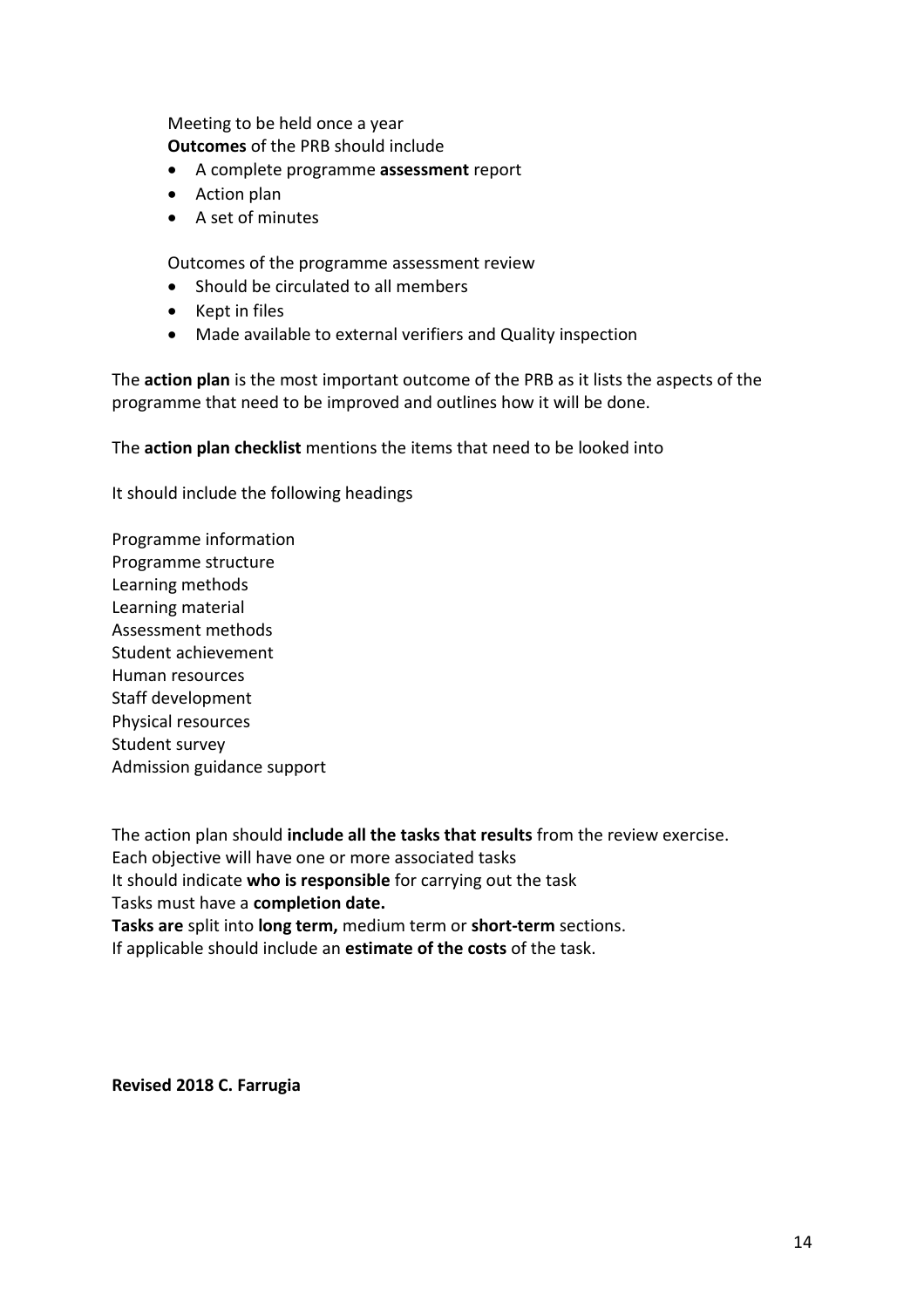Meeting to be held once a year
**Outcomes** of the PRB should include

- A complete programme **assessment** report
- Action plan
- A set of minutes

Outcomes of the programme assessment review

- Should be circulated to all members
- Kept in files
- Made available to external verifiers and Quality inspection

The **action plan** is the most important outcome of the PRB as it lists the aspects of the programme that need to be improved and outlines how it will be done.

The **action plan checklist** mentions the items that need to be looked into

It should include the following headings

Programme information
Programme structure
Learning methods
Learning material
Assessment methods
Student achievement
Human resources
Staff development
Physical resources
Student survey
Admission guidance support

The action plan should **include all the tasks that results** from the review exercise.
Each objective will have one or more associated tasks
It should indicate **who is responsible** for carrying out the task
Tasks must have a **completion date.**
**Tasks are** split into **long term,** medium term or **short-term** sections.
If applicable should include an **estimate of the costs** of the task.

**Revised 2018 C. Farrugia**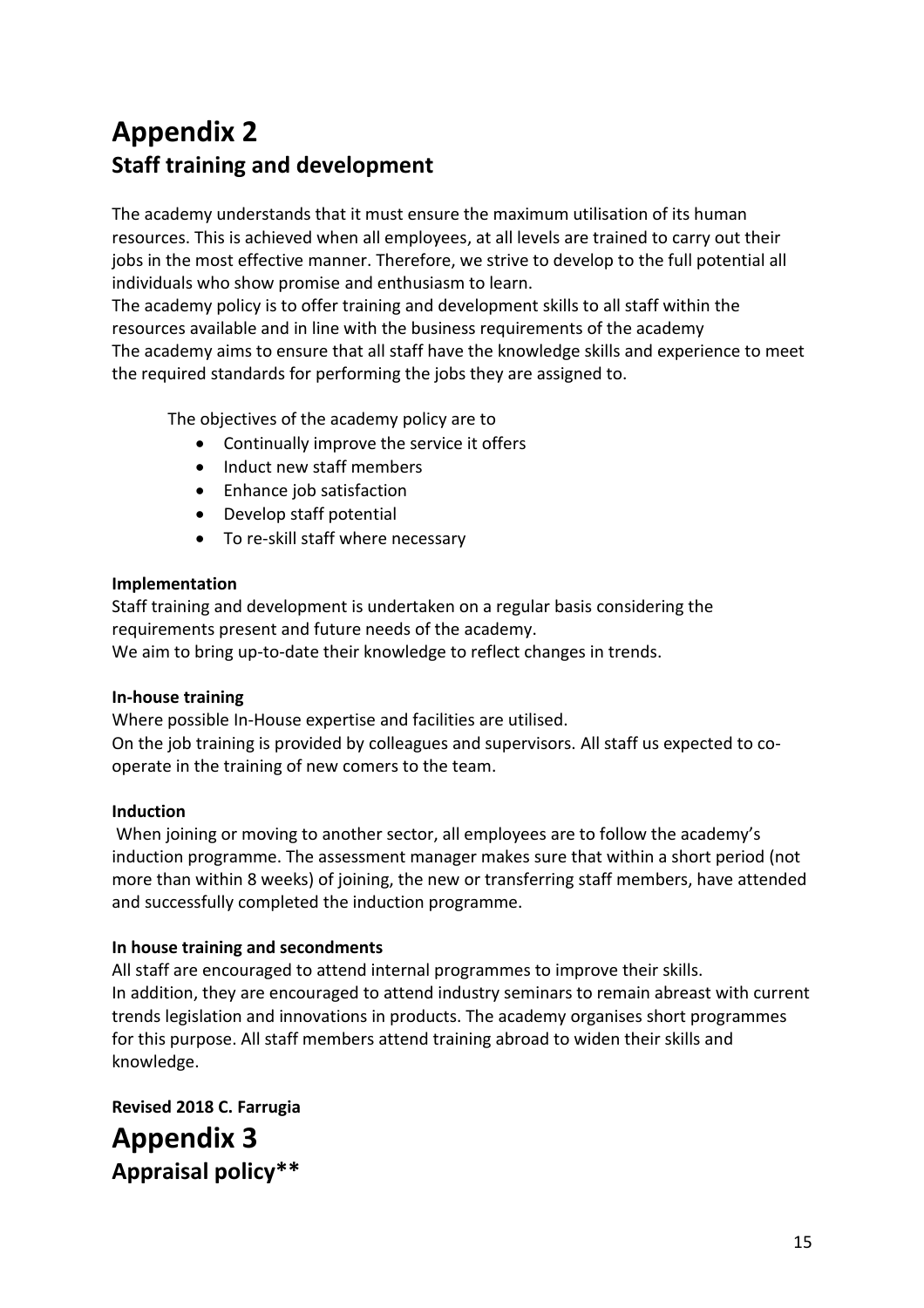# Appendix 2
## Staff training and development

The academy understands that it must ensure the maximum utilisation of its human resources. This is achieved when all employees, at all levels are trained to carry out their jobs in the most effective manner. Therefore, we strive to develop to the full potential all individuals who show promise and enthusiasm to learn.
The academy policy is to offer training and development skills to all staff within the resources available and in line with the business requirements of the academy
The academy aims to ensure that all staff have the knowledge skills and experience to meet the required standards for performing the jobs they are assigned to.

The objectives of the academy policy are to

- Continually improve the service it offers
- Induct new staff members
- Enhance job satisfaction
- Develop staff potential
- To re-skill staff where necessary

**Implementation**
Staff training and development is undertaken on a regular basis considering the requirements present and future needs of the academy.
We aim to bring up-to-date their knowledge to reflect changes in trends.

**In-house training**
Where possible In-House expertise and facilities are utilised.
On the job training is provided by colleagues and supervisors. All staff us expected to co-operate in the training of new comers to the team.

**Induction**
When joining or moving to another sector, all employees are to follow the academy's induction programme. The assessment manager makes sure that within a short period (not more than within 8 weeks) of joining, the new or transferring staff members, have attended and successfully completed the induction programme.

**In house training and secondments**
All staff are encouraged to attend internal programmes to improve their skills.
In addition, they are encouraged to attend industry seminars to remain abreast with current trends legislation and innovations in products. The academy organises short programmes for this purpose. All staff members attend training abroad to widen their skills and knowledge.

**Revised 2018 C. Farrugia**

# Appendix 3
## Appraisal policy**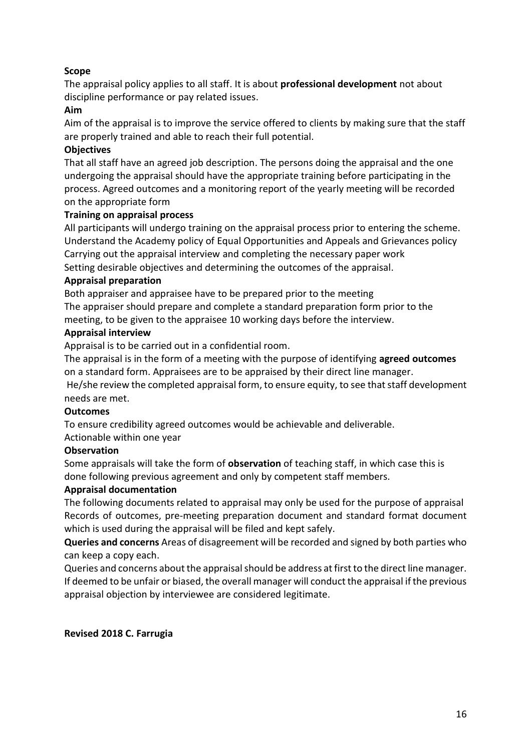**Scope**

The appraisal policy applies to all staff. It is about **professional development** not about discipline performance or pay related issues.

**Aim**

Aim of the appraisal is to improve the service offered to clients by making sure that the staff are properly trained and able to reach their full potential.

**Objectives**

That all staff have an agreed job description. The persons doing the appraisal and the one undergoing the appraisal should have the appropriate training before participating in the process. Agreed outcomes and a monitoring report of the yearly meeting will be recorded on the appropriate form

**Training on appraisal process**

All participants will undergo training on the appraisal process prior to entering the scheme.
Understand the Academy policy of Equal Opportunities and Appeals and Grievances policy
Carrying out the appraisal interview and completing the necessary paper work
Setting desirable objectives and determining the outcomes of the appraisal.

**Appraisal preparation**

Both appraiser and appraisee have to be prepared prior to the meeting
The appraiser should prepare and complete a standard preparation form prior to the meeting, to be given to the appraisee 10 working days before the interview.

**Appraisal interview**

Appraisal is to be carried out in a confidential room.

The appraisal is in the form of a meeting with the purpose of identifying **agreed outcomes** on a standard form. Appraisees are to be appraised by their direct line manager.

He/she review the completed appraisal form, to ensure equity, to see that staff development needs are met.

**Outcomes**

To ensure credibility agreed outcomes would be achievable and deliverable.
Actionable within one year

**Observation**

Some appraisals will take the form of **observation** of teaching staff, in which case this is done following previous agreement and only by competent staff members.

**Appraisal documentation**

The following documents related to appraisal may only be used for the purpose of appraisal
Records of outcomes, pre-meeting preparation document and standard format document which is used during the appraisal will be filed and kept safely.

**Queries and concerns** Areas of disagreement will be recorded and signed by both parties who can keep a copy each.

Queries and concerns about the appraisal should be address at first to the direct line manager. If deemed to be unfair or biased, the overall manager will conduct the appraisal if the previous appraisal objection by interviewee are considered legitimate.

**Revised 2018 C. Farrugia**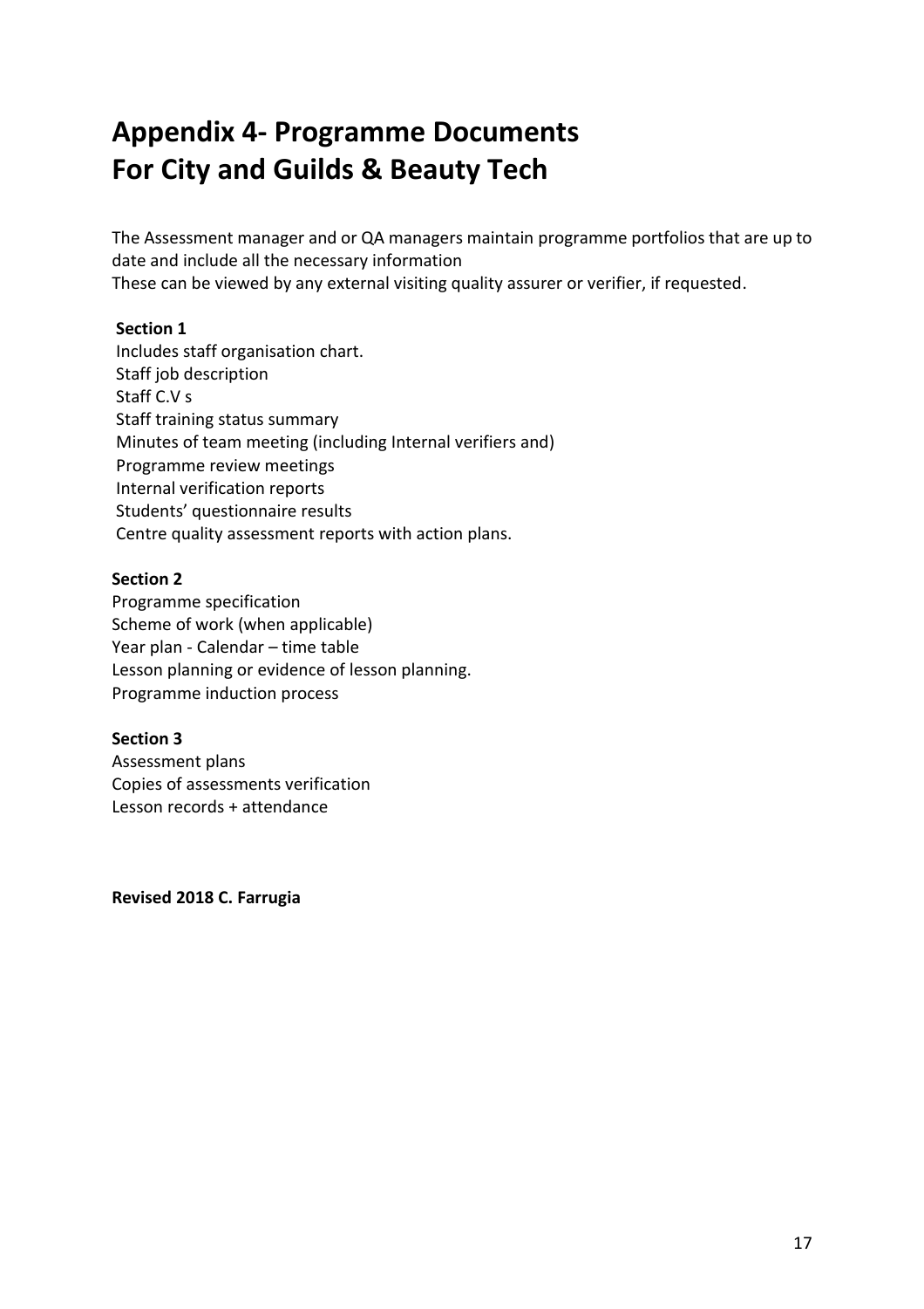# Appendix 4- Programme Documents For City and Guilds & Beauty Tech

The Assessment manager and or QA managers maintain programme portfolios that are up to date and include all the necessary information
These can be viewed by any external visiting quality assurer or verifier, if requested.

**Section 1**

Includes staff organisation chart.
Staff job description
Staff C.V s
Staff training status summary
Minutes of team meeting (including Internal verifiers and)
Programme review meetings
Internal verification reports
Students' questionnaire results
Centre quality assessment reports with action plans.

**Section 2**

Programme specification
Scheme of work (when applicable)
Year plan - Calendar – time table
Lesson planning or evidence of lesson planning.
Programme induction process

**Section 3**

Assessment plans
Copies of assessments verification
Lesson records + attendance

**Revised 2018 C. Farrugia**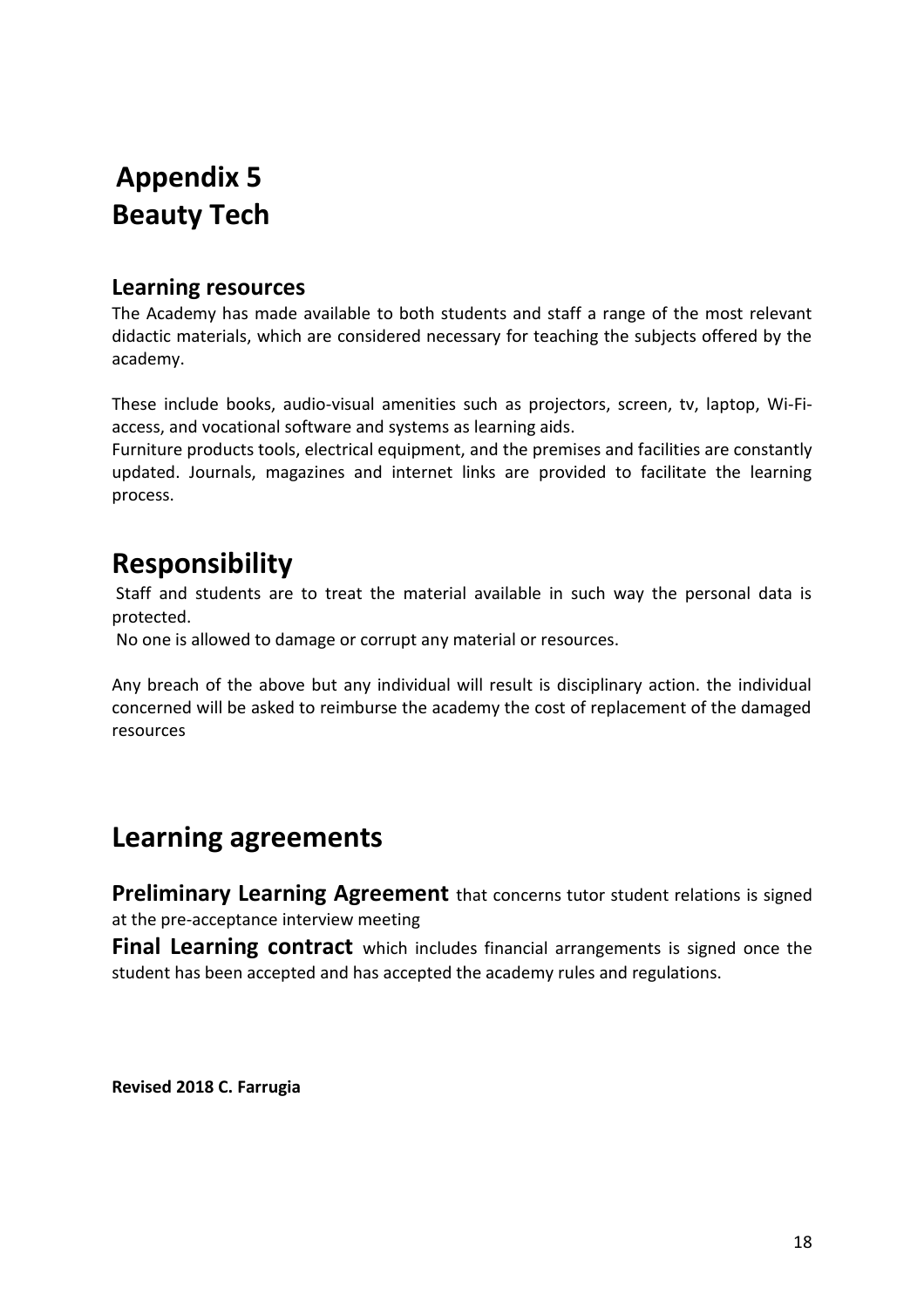# Appendix 5
# Beauty Tech

## Learning resources

The Academy has made available to both students and staff a range of the most relevant didactic materials, which are considered necessary for teaching the subjects offered by the academy.

These include books, audio-visual amenities such as projectors, screen, tv, laptop, Wi-Fi-access, and vocational software and systems as learning aids.
Furniture products tools, electrical equipment, and the premises and facilities are constantly updated. Journals, magazines and internet links are provided to facilitate the learning process.

# Responsibility

Staff and students are to treat the material available in such way the personal data is protected.
No one is allowed to damage or corrupt any material or resources.

Any breach of the above but any individual will result is disciplinary action. the individual concerned will be asked to reimburse the academy the cost of replacement of the damaged resources

# Learning agreements

**Preliminary Learning Agreement** that concerns tutor student relations is signed at the pre-acceptance interview meeting

**Final Learning contract** which includes financial arrangements is signed once the student has been accepted and has accepted the academy rules and regulations.

**Revised 2018 C. Farrugia**